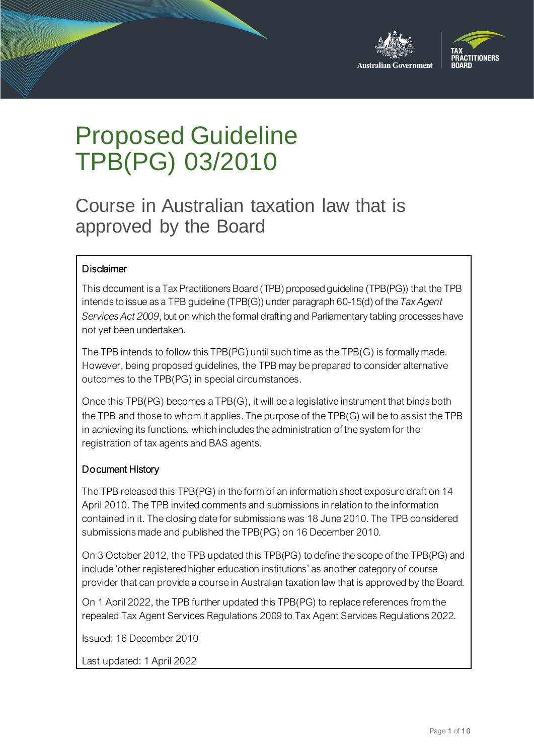# Proposed Guideline TPB(PG) 03/2010

## Course in Australian taxation law that is approved by the Board

### Disclaimer

This document is a Tax Practitioners Board (TPB) proposed guideline (TPB(PG)) that the TPB intends to issue as a TPB guideline (TPB(G)) under paragraph 60-15(d) of the *Tax Agent Services Act 2009*, but on which the formal drafting and Parliamentary tabling processes have not yet been undertaken.

The TPB intends to follow this TPB(PG) until such time as the TPB(G) is formally made. However, being proposed guidelines, the TPB may be prepared to consider alternative outcomes to the TPB(PG) in special circumstances.

Once this TPB(PG) becomes a TPB(G), it will be a legislative instrument that binds both the TPB and those to whom it applies. The purpose of the TPB(G) will be to assist the TPB in achieving its functions, which includes the administration of the system for the registration of tax agents and BAS agents.

### Document History

The TPB released this TPB(PG) in the form of an information sheet exposure draft on 14 April 2010. The TPB invited comments and submissions in relation to the information contained in it. The closing date for submissions was 18 June 2010. The TPB considered submissions made and published the TPB(PG) on 16 December 2010.

On 3 October 2012, the TPB updated this TPB(PG) to define the scope of the TPB(PG) and include 'other registered higher education institutions' as another category of course provider that can provide a course in Australian taxation law that is approved by the Board.

On 1 April 2022, the TPB further updated this TPB(PG) to replace references from the repealed Tax Agent Services Regulations 2009 to Tax Agent Services Regulations 2022.

Issued: 16 December 2010

Last updated: 1 April 2022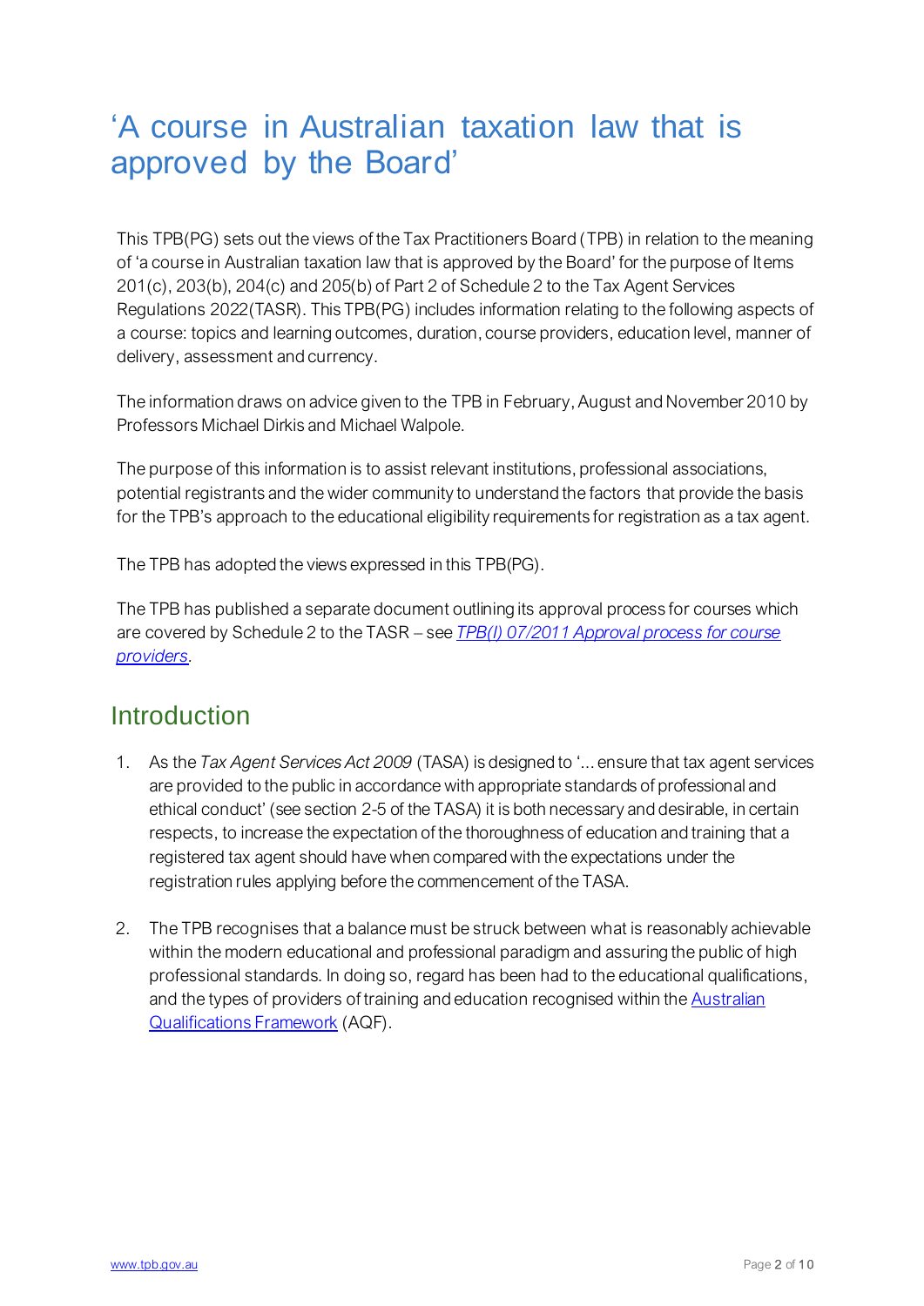# 'A course in Australian taxation law that is approved by the Board'

This TPB(PG) sets out the views of the Tax Practitioners Board (TPB) in relation to the meaning of 'a course in Australian taxation law that is approved by the Board' for the purpose of Items 201(c), 203(b), 204(c) and 205(b) of Part 2 of Schedule 2 to the Tax Agent Services Regulations 2022(TASR). This TPB(PG) includes information relating to the following aspects of a course: topics and learning outcomes, duration, course providers, education level, manner of delivery, assessment and currency.

The information draws on advice given to the TPB in February, August and November 2010 by Professors Michael Dirkis and Michael Walpole.

The purpose of this information is to assist relevant institutions, professional associations, potential registrants and the wider community to understand the factors that provide the basis for the TPB's approach to the educational eligibility requirements for registration as a tax agent.

The TPB has adopted the views expressed in this TPB(PG).

The TPB has published a separate document outlining its approval process for courses which are covered by Schedule 2 to the TASR – see *TPB(I) 07/2011 Approval process for course providers*.

## Introduction

1. As the *Tax Agent Services Act 2009* (TASA) is designed to '... ensure that tax agent services are provided to the public in accordance with appropriate standards of professional and ethical conduct' (see section 2-5 of the TASA) it is both necessary and desirable, in certain respects, to increase the expectation of the thoroughness of education and training that a registered tax agent should have when compared with the expectations under the registration rules applying before the commencement of the TASA.

2. The TPB recognises that a balance must be struck between what is reasonably achievable within the modern educational and professional paradigm and assuring the public of high professional standards. In doing so, regard has been had to the educational qualifications, and the types of providers of training and education recognised within the Australian Qualifications Framework (AQF).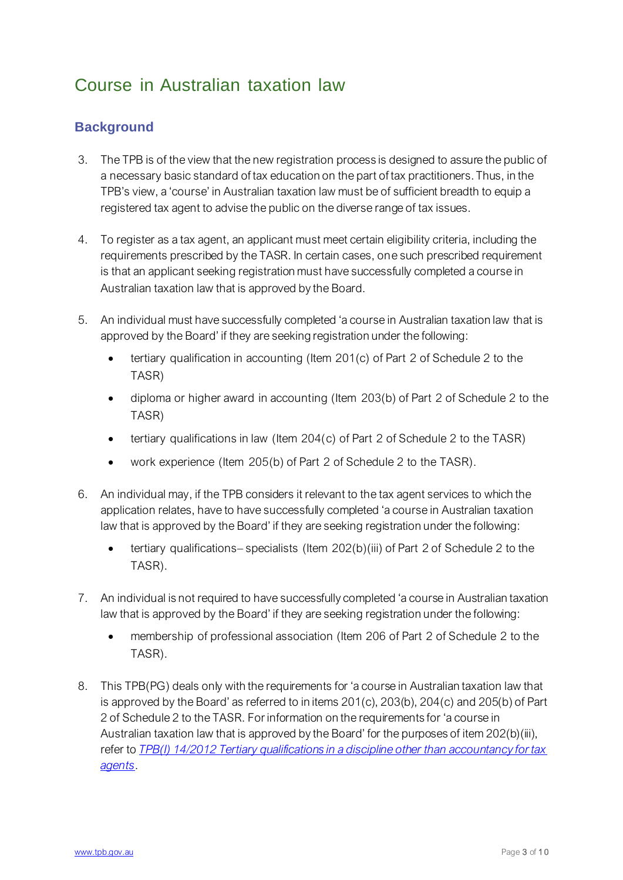# Course in Australian taxation law

## Background

3. The TPB is of the view that the new registration process is designed to assure the public of a necessary basic standard of tax education on the part of tax practitioners. Thus, in the TPB's view, a 'course' in Australian taxation law must be of sufficient breadth to equip a registered tax agent to advise the public on the diverse range of tax issues.

4. To register as a tax agent, an applicant must meet certain eligibility criteria, including the requirements prescribed by the TASR. In certain cases, one such prescribed requirement is that an applicant seeking registration must have successfully completed a course in Australian taxation law that is approved by the Board.

5. An individual must have successfully completed 'a course in Australian taxation law that is approved by the Board' if they are seeking registration under the following:
   - tertiary qualification in accounting (Item 201(c) of Part 2 of Schedule 2 to the TASR)
   - diploma or higher award in accounting (Item 203(b) of Part 2 of Schedule 2 to the TASR)
   - tertiary qualifications in law (Item 204(c) of Part 2 of Schedule 2 to the TASR)
   - work experience (Item 205(b) of Part 2 of Schedule 2 to the TASR).

6. An individual may, if the TPB considers it relevant to the tax agent services to which the application relates, have to have successfully completed 'a course in Australian taxation law that is approved by the Board' if they are seeking registration under the following:
   - tertiary qualifications – specialists (Item 202(b)(iii) of Part 2 of Schedule 2 to the TASR).

7. An individual is not required to have successfully completed 'a course in Australian taxation law that is approved by the Board' if they are seeking registration under the following:
   - membership of professional association (Item 206 of Part 2 of Schedule 2 to the TASR).

8. This TPB(PG) deals only with the requirements for 'a course in Australian taxation law that is approved by the Board' as referred to in items 201(c), 203(b), 204(c) and 205(b) of Part 2 of Schedule 2 to the TASR. For information on the requirements for 'a course in Australian taxation law that is approved by the Board' for the purposes of item 202(b)(iii), refer to *TPB(I) 14/2012 Tertiary qualifications in a discipline other than accountancy for tax agents*.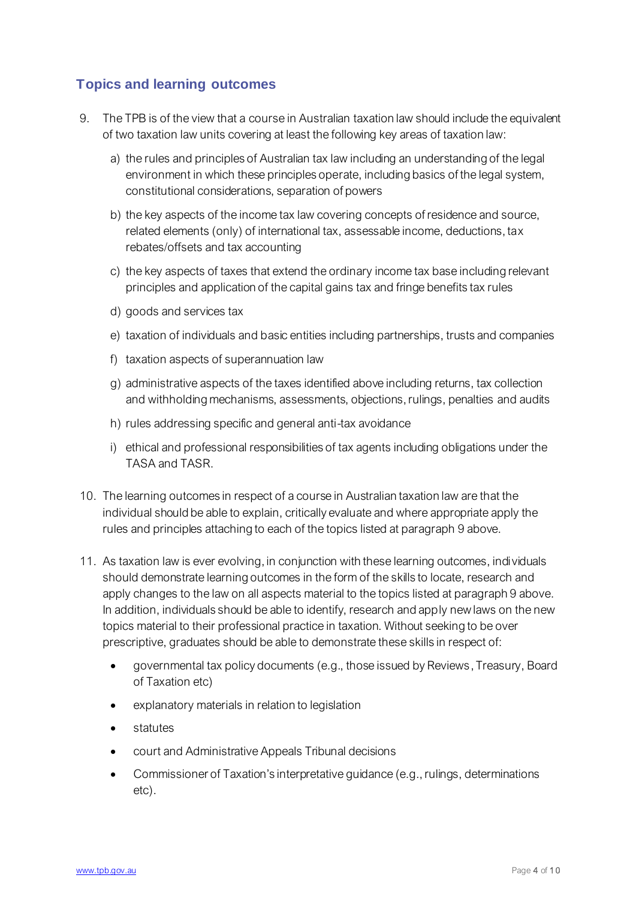## Topics and learning outcomes

9. The TPB is of the view that a course in Australian taxation law should include the equivalent of two taxation law units covering at least the following key areas of taxation law:

   a) the rules and principles of Australian tax law including an understanding of the legal environment in which these principles operate, including basics of the legal system, constitutional considerations, separation of powers

   b) the key aspects of the income tax law covering concepts of residence and source, related elements (only) of international tax, assessable income, deductions, tax rebates/offsets and tax accounting

   c) the key aspects of taxes that extend the ordinary income tax base including relevant principles and application of the capital gains tax and fringe benefits tax rules

   d) goods and services tax

   e) taxation of individuals and basic entities including partnerships, trusts and companies

   f) taxation aspects of superannuation law

   g) administrative aspects of the taxes identified above including returns, tax collection and withholding mechanisms, assessments, objections, rulings, penalties and audits

   h) rules addressing specific and general anti-tax avoidance

   i) ethical and professional responsibilities of tax agents including obligations under the TASA and TASR.

10. The learning outcomes in respect of a course in Australian taxation law are that the individual should be able to explain, critically evaluate and where appropriate apply the rules and principles attaching to each of the topics listed at paragraph 9 above.

11. As taxation law is ever evolving, in conjunction with these learning outcomes, individuals should demonstrate learning outcomes in the form of the skills to locate, research and apply changes to the law on all aspects material to the topics listed at paragraph 9 above. In addition, individuals should be able to identify, research and apply new laws on the new topics material to their professional practice in taxation. Without seeking to be over prescriptive, graduates should be able to demonstrate these skills in respect of:

    - governmental tax policy documents (e.g., those issued by Reviews, Treasury, Board of Taxation etc)
    - explanatory materials in relation to legislation
    - statutes
    - court and Administrative Appeals Tribunal decisions
    - Commissioner of Taxation's interpretative guidance (e.g., rulings, determinations etc).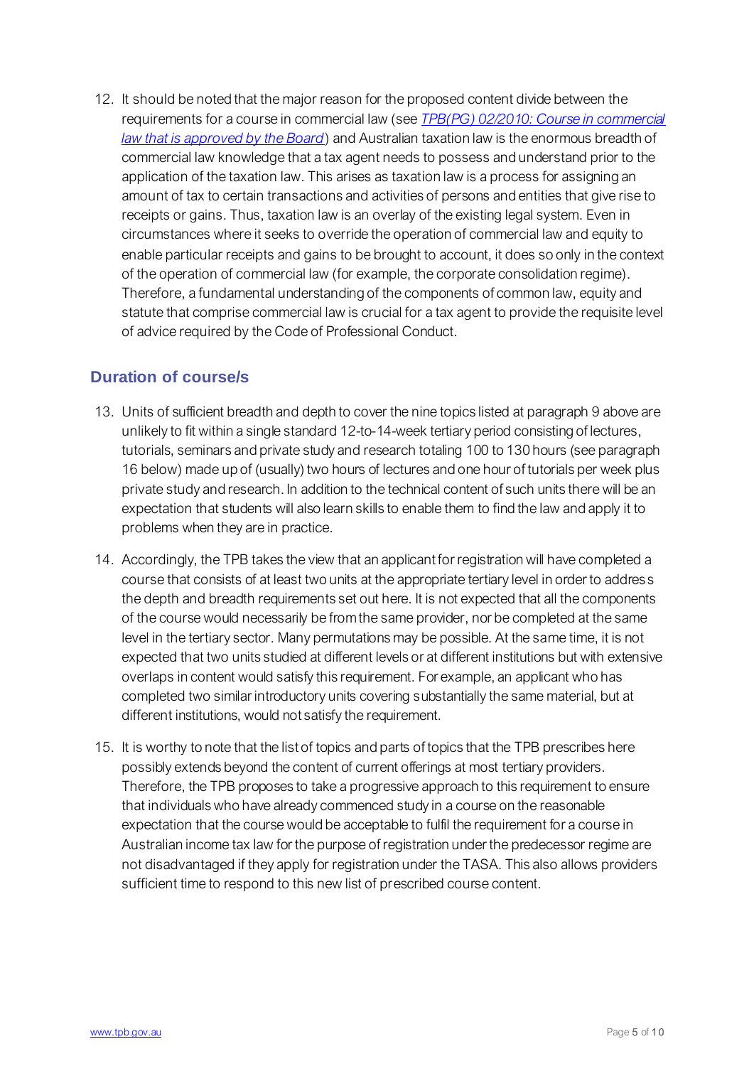12. It should be noted that the major reason for the proposed content divide between the requirements for a course in commercial law (see *[TPB(PG) 02/2010: Course in commercial law that is approved by the Board](TPB(PG) 02/2010: Course in commercial law that is approved by the Board)*) and Australian taxation law is the enormous breadth of commercial law knowledge that a tax agent needs to possess and understand prior to the application of the taxation law. This arises as taxation law is a process for assigning an amount of tax to certain transactions and activities of persons and entities that give rise to receipts or gains. Thus, taxation law is an overlay of the existing legal system. Even in circumstances where it seeks to override the operation of commercial law and equity to enable particular receipts and gains to be brought to account, it does so only in the context of the operation of commercial law (for example, the corporate consolidation regime). Therefore, a fundamental understanding of the components of common law, equity and statute that comprise commercial law is crucial for a tax agent to provide the requisite level of advice required by the Code of Professional Conduct.

## Duration of course/s

13. Units of sufficient breadth and depth to cover the nine topics listed at paragraph 9 above are unlikely to fit within a single standard 12-to-14-week tertiary period consisting of lectures, tutorials, seminars and private study and research totaling 100 to 130 hours (see paragraph 16 below) made up of (usually) two hours of lectures and one hour of tutorials per week plus private study and research. In addition to the technical content of such units there will be an expectation that students will also learn skills to enable them to find the law and apply it to problems when they are in practice.

14. Accordingly, the TPB takes the view that an applicant for registration will have completed a course that consists of at least two units at the appropriate tertiary level in order to address the depth and breadth requirements set out here. It is not expected that all the components of the course would necessarily be from the same provider, nor be completed at the same level in the tertiary sector. Many permutations may be possible. At the same time, it is not expected that two units studied at different levels or at different institutions but with extensive overlaps in content would satisfy this requirement. For example, an applicant who has completed two similar introductory units covering substantially the same material, but at different institutions, would not satisfy the requirement.

15. It is worthy to note that the list of topics and parts of topics that the TPB prescribes here possibly extends beyond the content of current offerings at most tertiary providers. Therefore, the TPB proposes to take a progressive approach to this requirement to ensure that individuals who have already commenced study in a course on the reasonable expectation that the course would be acceptable to fulfil the requirement for a course in Australian income tax law for the purpose of registration under the predecessor regime are not disadvantaged if they apply for registration under the TASA. This also allows providers sufficient time to respond to this new list of prescribed course content.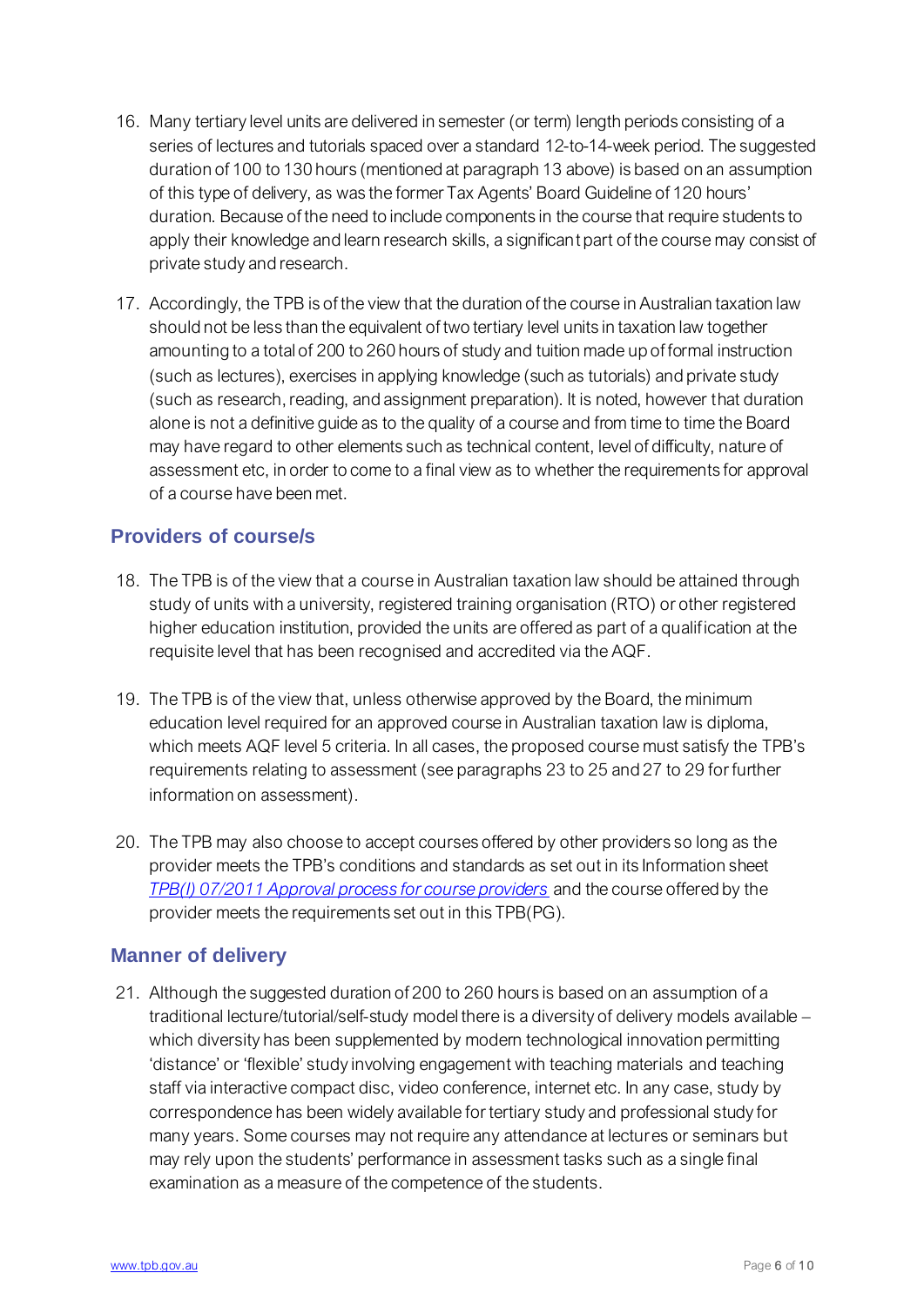16. Many tertiary level units are delivered in semester (or term) length periods consisting of a series of lectures and tutorials spaced over a standard 12-to-14-week period. The suggested duration of 100 to 130 hours (mentioned at paragraph 13 above) is based on an assumption of this type of delivery, as was the former Tax Agents' Board Guideline of 120 hours' duration. Because of the need to include components in the course that require students to apply their knowledge and learn research skills, a significant part of the course may consist of private study and research.

17. Accordingly, the TPB is of the view that the duration of the course in Australian taxation law should not be less than the equivalent of two tertiary level units in taxation law together amounting to a total of 200 to 260 hours of study and tuition made up of formal instruction (such as lectures), exercises in applying knowledge (such as tutorials) and private study (such as research, reading, and assignment preparation). It is noted, however that duration alone is not a definitive guide as to the quality of a course and from time to time the Board may have regard to other elements such as technical content, level of difficulty, nature of assessment etc, in order to come to a final view as to whether the requirements for approval of a course have been met.

## Providers of course/s

18. The TPB is of the view that a course in Australian taxation law should be attained through study of units with a university, registered training organisation (RTO) or other registered higher education institution, provided the units are offered as part of a qualification at the requisite level that has been recognised and accredited via the AQF.

19. The TPB is of the view that, unless otherwise approved by the Board, the minimum education level required for an approved course in Australian taxation law is diploma, which meets AQF level 5 criteria. In all cases, the proposed course must satisfy the TPB's requirements relating to assessment (see paragraphs 23 to 25 and 27 to 29 for further information on assessment).

20. The TPB may also choose to accept courses offered by other providers so long as the provider meets the TPB's conditions and standards as set out in its Information sheet *TPB(I) 07/2011 Approval process for course providers* and the course offered by the provider meets the requirements set out in this TPB(PG).

## Manner of delivery

21. Although the suggested duration of 200 to 260 hours is based on an assumption of a traditional lecture/tutorial/self-study model there is a diversity of delivery models available – which diversity has been supplemented by modern technological innovation permitting 'distance' or 'flexible' study involving engagement with teaching materials and teaching staff via interactive compact disc, video conference, internet etc. In any case, study by correspondence has been widely available for tertiary study and professional study for many years. Some courses may not require any attendance at lectures or seminars but may rely upon the students' performance in assessment tasks such as a single final examination as a measure of the competence of the students.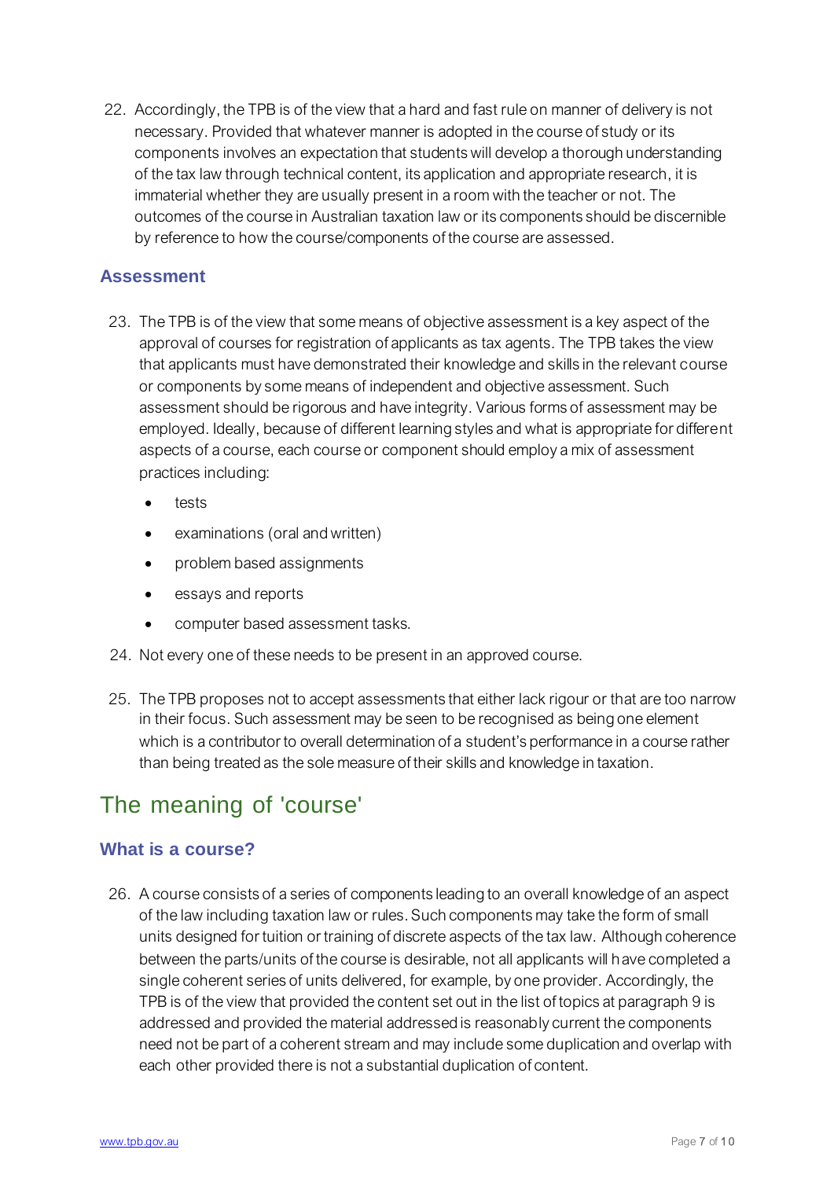22. Accordingly, the TPB is of the view that a hard and fast rule on manner of delivery is not necessary. Provided that whatever manner is adopted in the course of study or its components involves an expectation that students will develop a thorough understanding of the tax law through technical content, its application and appropriate research, it is immaterial whether they are usually present in a room with the teacher or not. The outcomes of the course in Australian taxation law or its components should be discernible by reference to how the course/components of the course are assessed.

### Assessment

23. The TPB is of the view that some means of objective assessment is a key aspect of the approval of courses for registration of applicants as tax agents. The TPB takes the view that applicants must have demonstrated their knowledge and skills in the relevant course or components by some means of independent and objective assessment. Such assessment should be rigorous and have integrity. Various forms of assessment may be employed. Ideally, because of different learning styles and what is appropriate for different aspects of a course, each course or component should employ a mix of assessment practices including:
    - tests
    - examinations (oral and written)
    - problem based assignments
    - essays and reports
    - computer based assessment tasks.
24. Not every one of these needs to be present in an approved course.
25. The TPB proposes not to accept assessments that either lack rigour or that are too narrow in their focus. Such assessment may be seen to be recognised as being one element which is a contributor to overall determination of a student's performance in a course rather than being treated as the sole measure of their skills and knowledge in taxation.

## The meaning of 'course'

### What is a course?

26. A course consists of a series of components leading to an overall knowledge of an aspect of the law including taxation law or rules. Such components may take the form of small units designed for tuition or training of discrete aspects of the tax law. Although coherence between the parts/units of the course is desirable, not all applicants will have completed a single coherent series of units delivered, for example, by one provider. Accordingly, the TPB is of the view that provided the content set out in the list of topics at paragraph 9 is addressed and provided the material addressed is reasonably current the components need not be part of a coherent stream and may include some duplication and overlap with each other provided there is not a substantial duplication of content.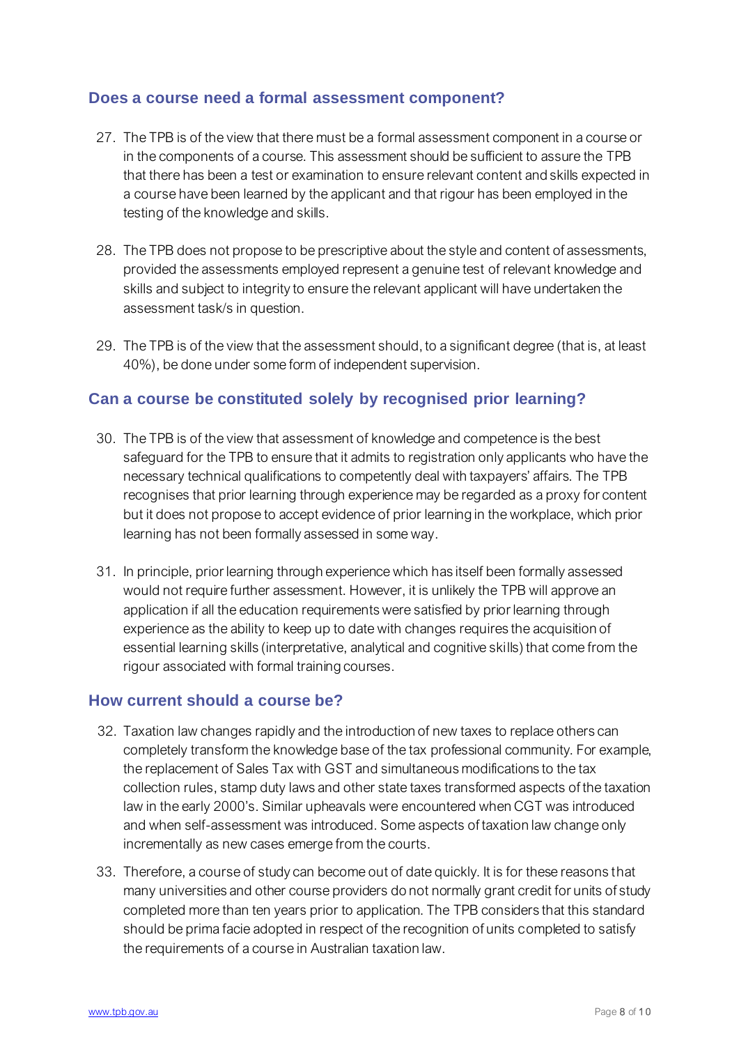## Does a course need a formal assessment component?

27. The TPB is of the view that there must be a formal assessment component in a course or in the components of a course. This assessment should be sufficient to assure the TPB that there has been a test or examination to ensure relevant content and skills expected in a course have been learned by the applicant and that rigour has been employed in the testing of the knowledge and skills.

28. The TPB does not propose to be prescriptive about the style and content of assessments, provided the assessments employed represent a genuine test of relevant knowledge and skills and subject to integrity to ensure the relevant applicant will have undertaken the assessment task/s in question.

29. The TPB is of the view that the assessment should, to a significant degree (that is, at least 40%), be done under some form of independent supervision.

## Can a course be constituted solely by recognised prior learning?

30. The TPB is of the view that assessment of knowledge and competence is the best safeguard for the TPB to ensure that it admits to registration only applicants who have the necessary technical qualifications to competently deal with taxpayers' affairs. The TPB recognises that prior learning through experience may be regarded as a proxy for content but it does not propose to accept evidence of prior learning in the workplace, which prior learning has not been formally assessed in some way.

31. In principle, prior learning through experience which has itself been formally assessed would not require further assessment. However, it is unlikely the TPB will approve an application if all the education requirements were satisfied by prior learning through experience as the ability to keep up to date with changes requires the acquisition of essential learning skills (interpretative, analytical and cognitive skills) that come from the rigour associated with formal training courses.

## How current should a course be?

32. Taxation law changes rapidly and the introduction of new taxes to replace others can completely transform the knowledge base of the tax professional community. For example, the replacement of Sales Tax with GST and simultaneous modifications to the tax collection rules, stamp duty laws and other state taxes transformed aspects of the taxation law in the early 2000's. Similar upheavals were encountered when CGT was introduced and when self-assessment was introduced. Some aspects of taxation law change only incrementally as new cases emerge from the courts.

33. Therefore, a course of study can become out of date quickly. It is for these reasons that many universities and other course providers do not normally grant credit for units of study completed more than ten years prior to application. The TPB considers that this standard should be prima facie adopted in respect of the recognition of units completed to satisfy the requirements of a course in Australian taxation law.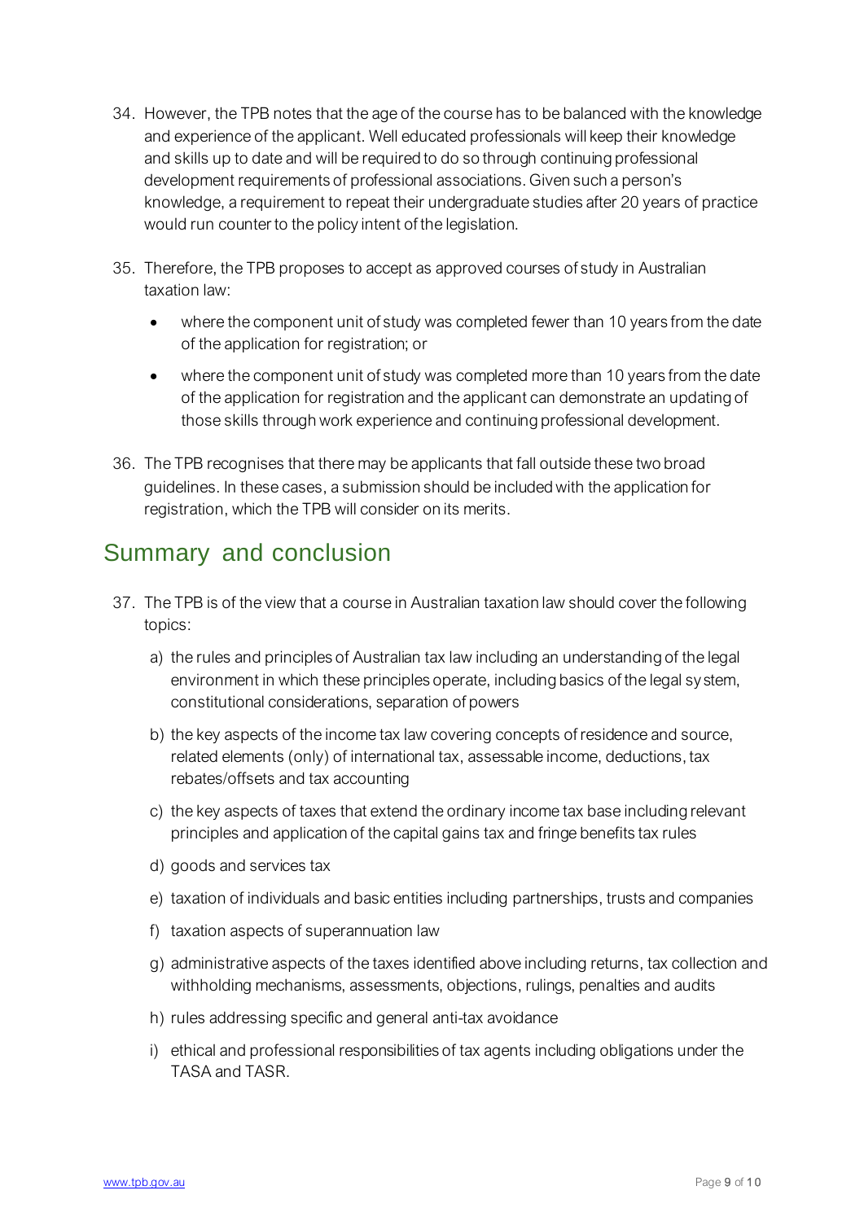34. However, the TPB notes that the age of the course has to be balanced with the knowledge and experience of the applicant. Well educated professionals will keep their knowledge and skills up to date and will be required to do so through continuing professional development requirements of professional associations. Given such a person's knowledge, a requirement to repeat their undergraduate studies after 20 years of practice would run counter to the policy intent of the legislation.

35. Therefore, the TPB proposes to accept as approved courses of study in Australian taxation law:

    - where the component unit of study was completed fewer than 10 years from the date of the application for registration; or
    - where the component unit of study was completed more than 10 years from the date of the application for registration and the applicant can demonstrate an updating of those skills through work experience and continuing professional development.

36. The TPB recognises that there may be applicants that fall outside these two broad guidelines. In these cases, a submission should be included with the application for registration, which the TPB will consider on its merits.

## Summary and conclusion

37. The TPB is of the view that a course in Australian taxation law should cover the following topics:

    a) the rules and principles of Australian tax law including an understanding of the legal environment in which these principles operate, including basics of the legal system, constitutional considerations, separation of powers

    b) the key aspects of the income tax law covering concepts of residence and source, related elements (only) of international tax, assessable income, deductions, tax rebates/offsets and tax accounting

    c) the key aspects of taxes that extend the ordinary income tax base including relevant principles and application of the capital gains tax and fringe benefits tax rules

    d) goods and services tax

    e) taxation of individuals and basic entities including partnerships, trusts and companies

    f) taxation aspects of superannuation law

    g) administrative aspects of the taxes identified above including returns, tax collection and withholding mechanisms, assessments, objections, rulings, penalties and audits

    h) rules addressing specific and general anti-tax avoidance

    i) ethical and professional responsibilities of tax agents including obligations under the TASA and TASR.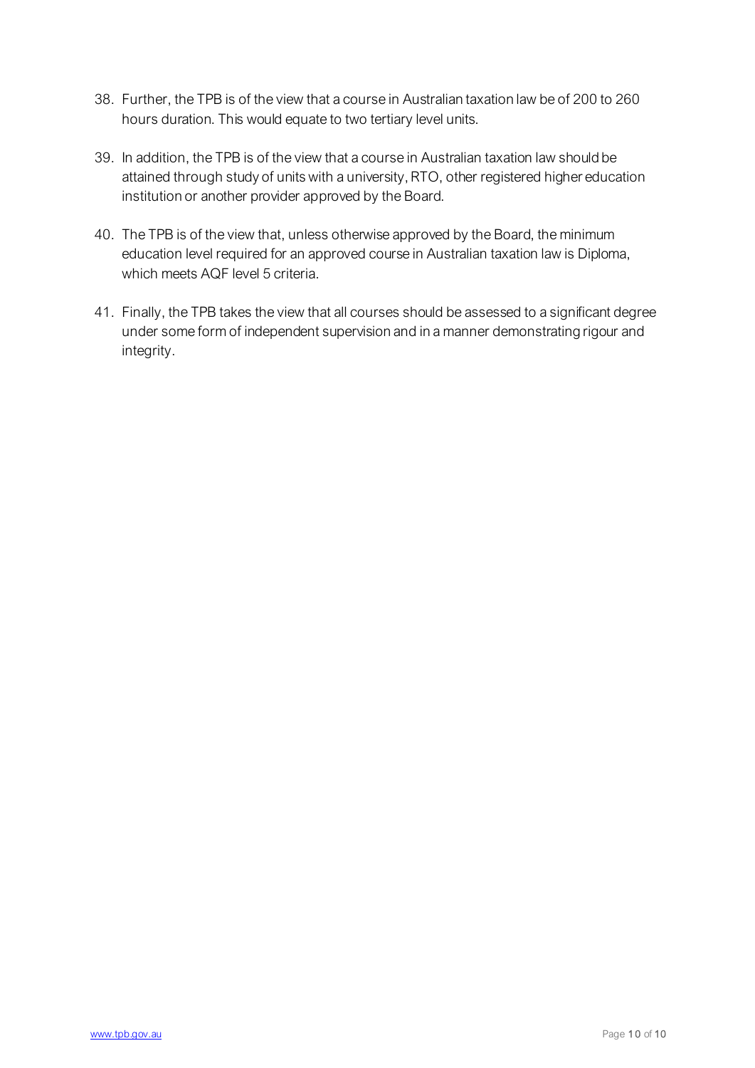38. Further, the TPB is of the view that a course in Australian taxation law be of 200 to 260 hours duration. This would equate to two tertiary level units.

39. In addition, the TPB is of the view that a course in Australian taxation law should be attained through study of units with a university, RTO, other registered higher education institution or another provider approved by the Board.

40. The TPB is of the view that, unless otherwise approved by the Board, the minimum education level required for an approved course in Australian taxation law is Diploma, which meets AQF level 5 criteria.

41. Finally, the TPB takes the view that all courses should be assessed to a significant degree under some form of independent supervision and in a manner demonstrating rigour and integrity.